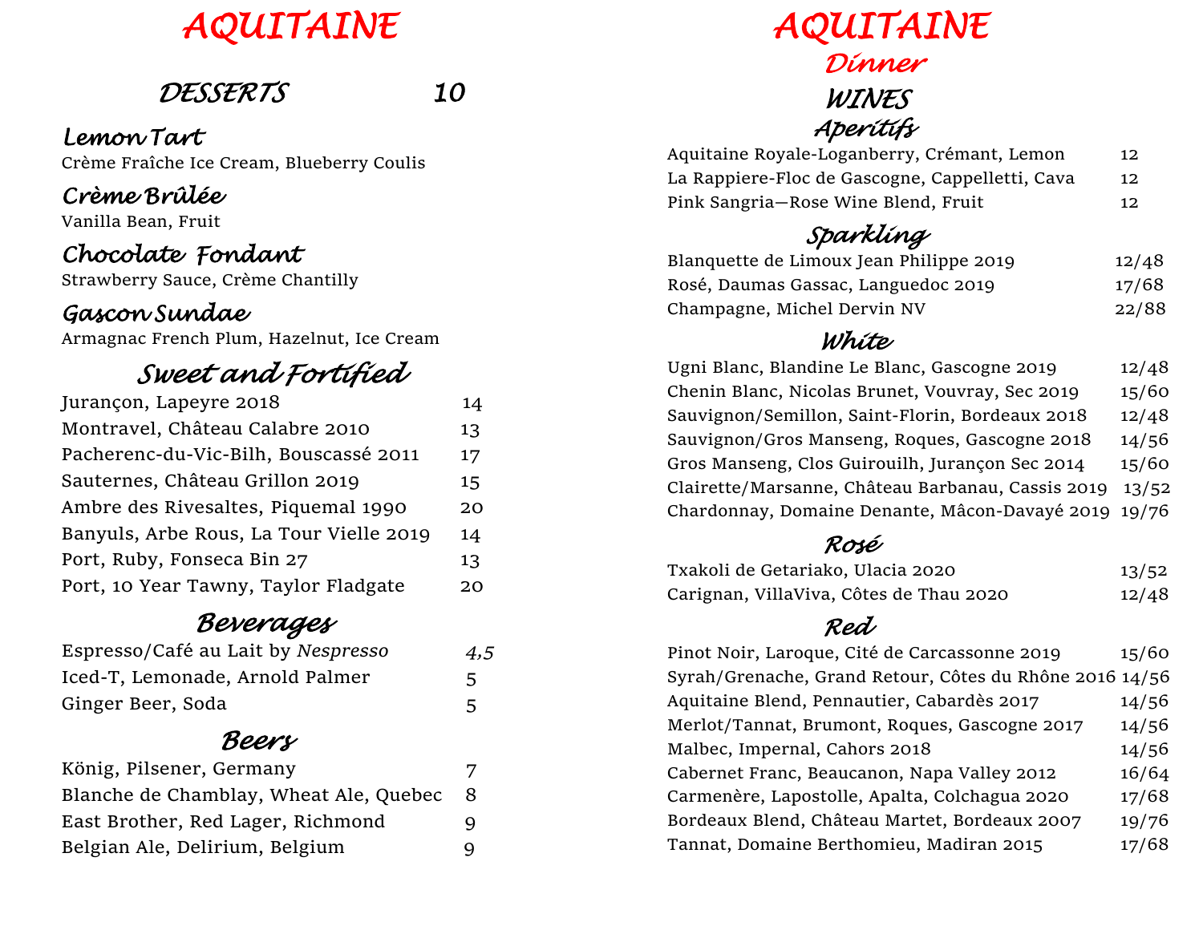# AQUITAINE

## DESSERTS 10

### Lemon Tart
Crème Fraîche Ice Cream, Blueberry Coulis

### Crème Brûlée
Vanilla Bean, Fruit

### Chocolate Fondant
Strawberry Sauce, Crème Chantilly

### Gascon Sundae
Armagnac French Plum, Hazelnut, Ice Cream

## Sweet and Fortified

| | |
|---|---|
| Jurançon, Lapeyre 2018 | 14 |
| Montravel, Château Calabre 2010 | 13 |
| Pacherenc-du-Vic-Bilh, Bouscassé 2011 | 17 |
| Sauternes, Château Grillon 2019 | 15 |
| Ambre des Rivesaltes, Piquemal 1990 | 20 |
| Banyuls, Arbe Rous, La Tour Vielle 2019 | 14 |
| Port, Ruby, Fonseca Bin 27 | 13 |
| Port, 10 Year Tawny, Taylor Fladgate | 20 |

## Beverages

| | |
|---|---|
| Espresso/Café au Lait by *Nespresso* | 4,5 |
| Iced-T, Lemonade, Arnold Palmer | 5 |
| Ginger Beer, Soda | 5 |

## Beers

| | |
|---|---|
| König, Pilsener, Germany | 7 |
| Blanche de Chamblay, Wheat Ale, Quebec | 8 |
| East Brother, Red Lager, Richmond | 9 |
| Belgian Ale, Delirium, Belgium | 9 |

# AQUITAINE
## Dinner
## WINES

### Aperitifs

| | |
|---|---|
| Aquitaine Royale-Loganberry, Crémant, Lemon | 12 |
| La Rappiere-Floc de Gascogne, Cappelletti, Cava | 12 |
| Pink Sangria—Rose Wine Blend, Fruit | 12 |

### Sparkling

| | |
|---|---|
| Blanquette de Limoux Jean Philippe 2019 | 12/48 |
| Rosé, Daumas Gassac, Languedoc 2019 | 17/68 |
| Champagne, Michel Dervin NV | 22/88 |

### White

| | |
|---|---|
| Ugni Blanc, Blandine Le Blanc, Gascogne 2019 | 12/48 |
| Chenin Blanc, Nicolas Brunet, Vouvray, Sec 2019 | 15/60 |
| Sauvignon/Semillon, Saint-Florin, Bordeaux 2018 | 12/48 |
| Sauvignon/Gros Manseng, Roques, Gascogne 2018 | 14/56 |
| Gros Manseng, Clos Guirouilh, Jurançon Sec 2014 | 15/60 |
| Clairette/Marsanne, Château Barbanau, Cassis 2019 | 13/52 |
| Chardonnay, Domaine Denante, Mâcon-Davayé 2019 | 19/76 |

### Rosé

| | |
|---|---|
| Txakoli de Getariako, Ulacia 2020 | 13/52 |
| Carignan, VillaViva, Côtes de Thau 2020 | 12/48 |

### Red

| | |
|---|---|
| Pinot Noir, Laroque, Cité de Carcassonne 2019 | 15/60 |
| Syrah/Grenache, Grand Retour, Côtes du Rhône 2016 | 14/56 |
| Aquitaine Blend, Pennautier, Cabardès 2017 | 14/56 |
| Merlot/Tannat, Brumont, Roques, Gascogne 2017 | 14/56 |
| Malbec, Impernal, Cahors 2018 | 14/56 |
| Cabernet Franc, Beaucanon, Napa Valley 2012 | 16/64 |
| Carmenère, Lapostolle, Apalta, Colchagua 2020 | 17/68 |
| Bordeaux Blend, Château Martet, Bordeaux 2007 | 19/76 |
| Tannat, Domaine Berthomieu, Madiran 2015 | 17/68 |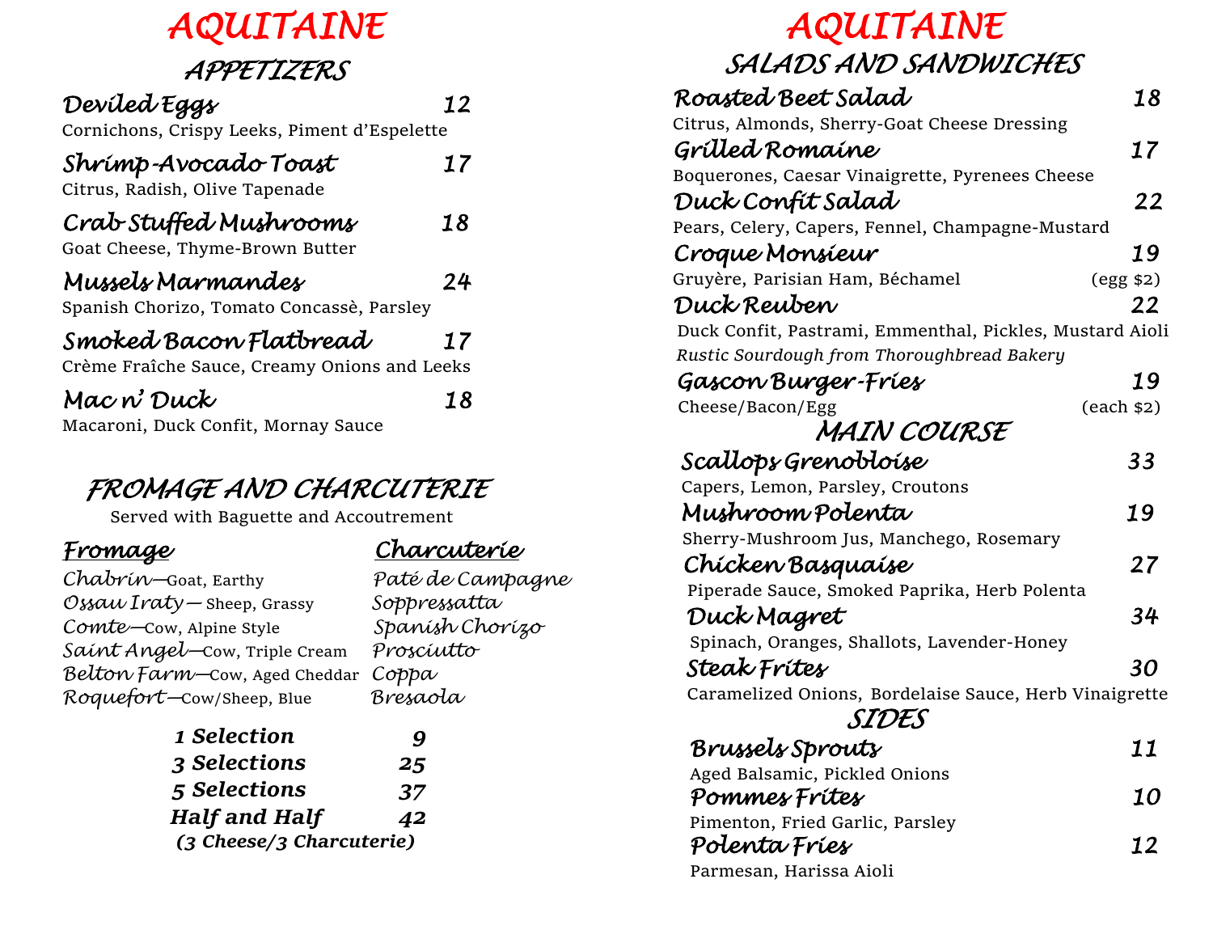# AQUITAINE

## APPETIZERS

**Deviled Eggs** 12
Cornichons, Crispy Leeks, Piment d'Espelette

**Shrimp-Avocado Toast** 17
Citrus, Radish, Olive Tapenade

**Crab Stuffed Mushrooms** 18
Goat Cheese, Thyme-Brown Butter

**Mussels Marmandes** 24
Spanish Chorizo, Tomato Concassè, Parsley

**Smoked Bacon Flatbread** 17
Crème Fraîche Sauce, Creamy Onions and Leeks

**Mac n' Duck** 18
Macaroni, Duck Confit, Mornay Sauce

## FROMAGE AND CHARCUTERIE

Served with Baguette and Accoutrement

### Fromage

- *Chabrin*—Goat, Earthy
- *Ossau Iraty*— Sheep, Grassy
- *Comte*—Cow, Alpine Style
- *Saint Angel*—Cow, Triple Cream
- *Belton Farm*—Cow, Aged Cheddar
- *Roquefort*—Cow/Sheep, Blue

### Charcuterie

- *Paté de Campagne*
- *Soppressatta*
- *Spanish Chorizo*
- *Prosciutto*
- *Coppa*
- *Bresaola*

***1 Selection*** 9
***3 Selections*** 25
***5 Selections*** 37
***Half and Half*** 42
***(3 Cheese/3 Charcuterie)***

# AQUITAINE

## SALADS AND SANDWICHES

**Roasted Beet Salad** 18
Citrus, Almonds, Sherry-Goat Cheese Dressing

**Grilled Romaine** 17
Boquerones, Caesar Vinaigrette, Pyrenees Cheese

**Duck Confit Salad** 22
Pears, Celery, Capers, Fennel, Champagne-Mustard

**Croque Monsieur** 19
Gruyère, Parisian Ham, Béchamel (egg $2)

**Duck Reuben** 22
Duck Confit, Pastrami, Emmenthal, Pickles, Mustard Aioli
*Rustic Sourdough from Thoroughbread Bakery*

**Gascon Burger-Fries** 19
Cheese/Bacon/Egg (each $2)

## MAIN COURSE

**Scallops Grenobloise** 33
Capers, Lemon, Parsley, Croutons

**Mushroom Polenta** 19
Sherry-Mushroom Jus, Manchego, Rosemary

**Chicken Basquaise** 27
Piperade Sauce, Smoked Paprika, Herb Polenta

**Duck Magret** 34
Spinach, Oranges, Shallots, Lavender-Honey

**Steak Frites** 30
Caramelized Onions, Bordelaise Sauce, Herb Vinaigrette

## SIDES

**Brussels Sprouts** 11
Aged Balsamic, Pickled Onions

**Pommes Frites** 10
Pimenton, Fried Garlic, Parsley

**Polenta Fries** 12
Parmesan, Harissa Aioli